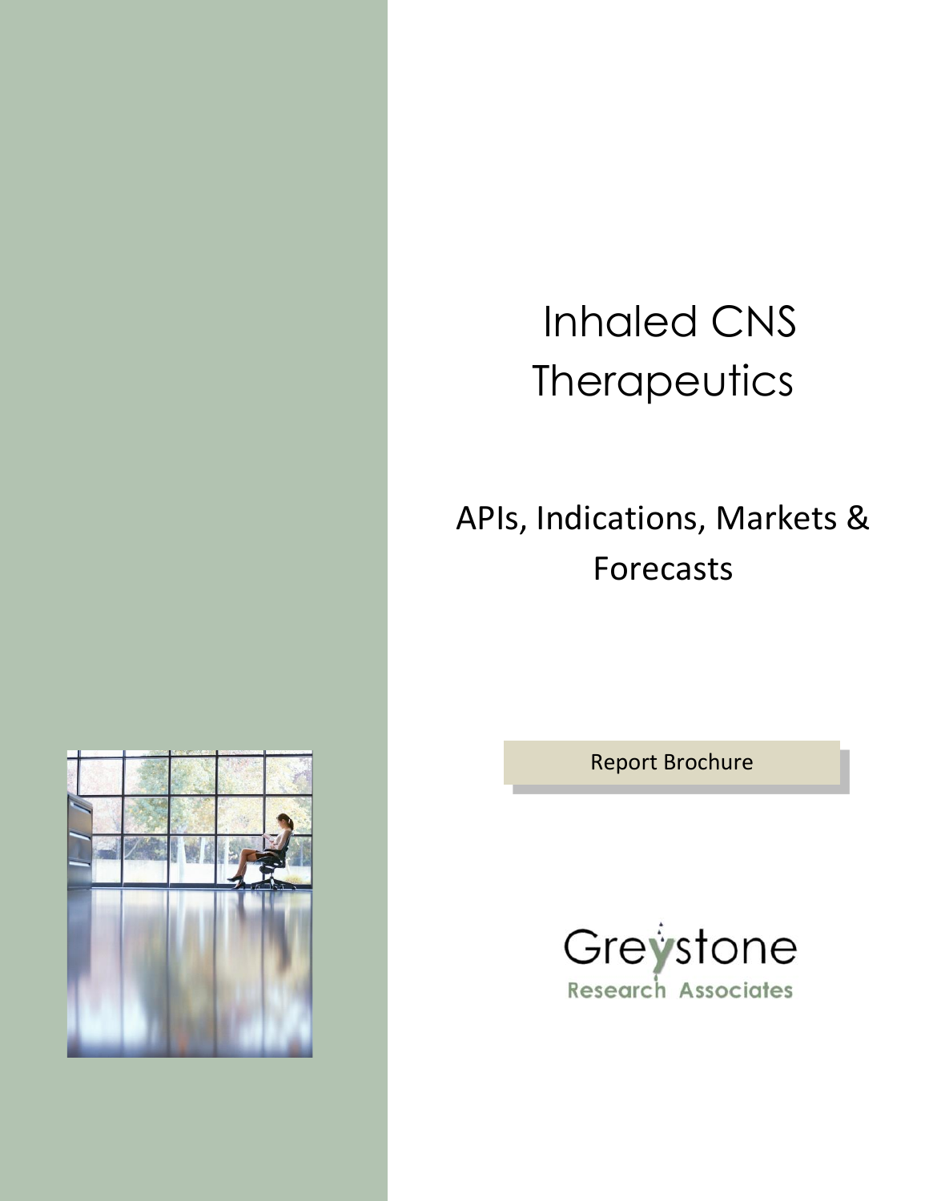# Inhaled CNS Therapeutics

## APIs, Indications, Markets & Forecasts

Report Brochure

Greystone
Research Associates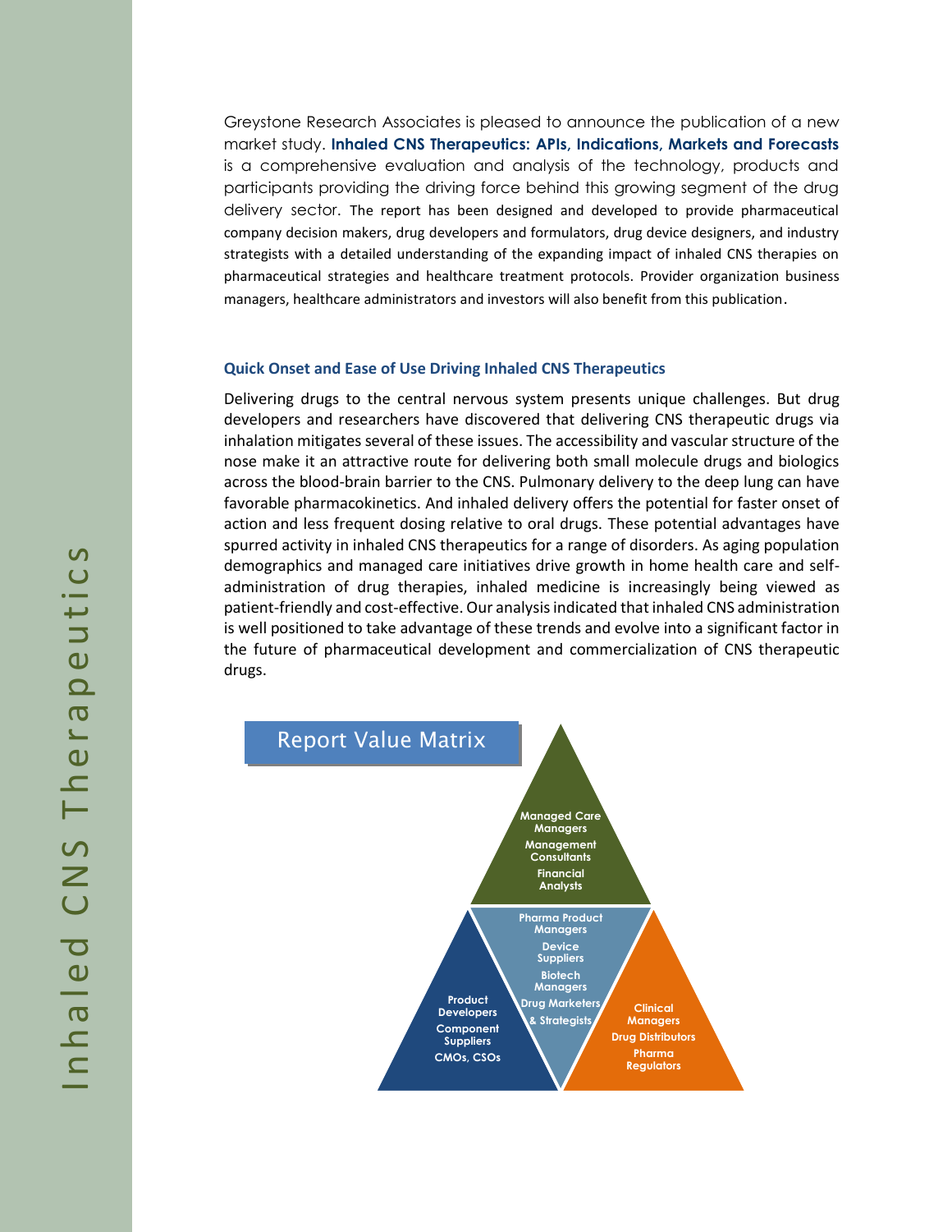Greystone Research Associates is pleased to announce the publication of a new market study. **Inhaled CNS Therapeutics: APIs, Indications, Markets and Forecasts** is a comprehensive evaluation and analysis of the technology, products and participants providing the driving force behind this growing segment of the drug delivery sector. The report has been designed and developed to provide pharmaceutical company decision makers, drug developers and formulators, drug device designers, and industry strategists with a detailed understanding of the expanding impact of inhaled CNS therapies on pharmaceutical strategies and healthcare treatment protocols. Provider organization business managers, healthcare administrators and investors will also benefit from this publication.

### Quick Onset and Ease of Use Driving Inhaled CNS Therapeutics

Delivering drugs to the central nervous system presents unique challenges. But drug developers and researchers have discovered that delivering CNS therapeutic drugs via inhalation mitigates several of these issues. The accessibility and vascular structure of the nose make it an attractive route for delivering both small molecule drugs and biologics across the blood-brain barrier to the CNS. Pulmonary delivery to the deep lung can have favorable pharmacokinetics. And inhaled delivery offers the potential for faster onset of action and less frequent dosing relative to oral drugs. These potential advantages have spurred activity in inhaled CNS therapeutics for a range of disorders. As aging population demographics and managed care initiatives drive growth in home health care and self-administration of drug therapies, inhaled medicine is increasingly being viewed as patient-friendly and cost-effective. Our analysis indicated that inhaled CNS administration is well positioned to take advantage of these trends and evolve into a significant factor in the future of pharmaceutical development and commercialization of CNS therapeutic drugs.

### Report Value Matrix

- Managed Care Managers
- Management Consultants
- Financial Analysts

- Pharma Product Managers
- Device Suppliers
- Biotech Managers
- Drug Marketers & Strategists

- Product Developers
- Component Suppliers
- CMOs, CSOs

- Clinical Managers
- Drug Distributors
- Pharma Regulators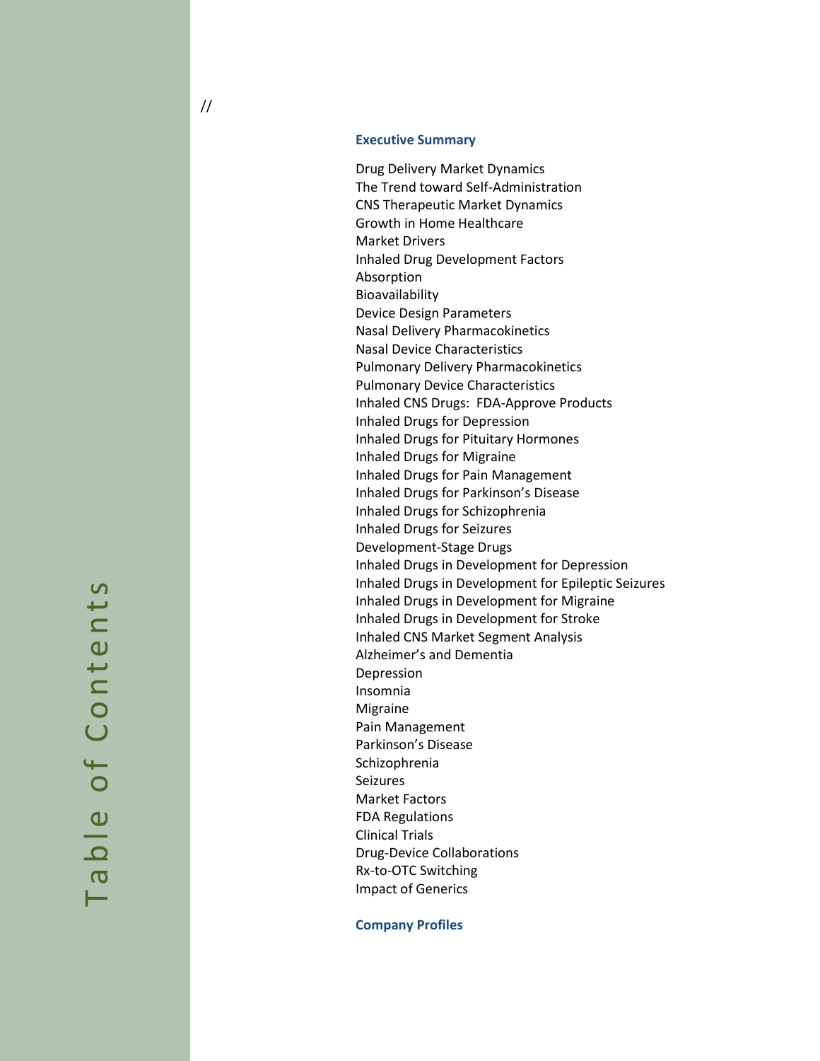# Table of Contents

//

## Executive Summary

Drug Delivery Market Dynamics
The Trend toward Self-Administration
CNS Therapeutic Market Dynamics
Growth in Home Healthcare
Market Drivers
Inhaled Drug Development Factors
Absorption
Bioavailability
Device Design Parameters
Nasal Delivery Pharmacokinetics
Nasal Device Characteristics
Pulmonary Delivery Pharmacokinetics
Pulmonary Device Characteristics
Inhaled CNS Drugs:  FDA-Approve Products
Inhaled Drugs for Depression
Inhaled Drugs for Pituitary Hormones
Inhaled Drugs for Migraine
Inhaled Drugs for Pain Management
Inhaled Drugs for Parkinson's Disease
Inhaled Drugs for Schizophrenia
Inhaled Drugs for Seizures
Development-Stage Drugs
Inhaled Drugs in Development for Depression
Inhaled Drugs in Development for Epileptic Seizures
Inhaled Drugs in Development for Migraine
Inhaled Drugs in Development for Stroke
Inhaled CNS Market Segment Analysis
Alzheimer's and Dementia
Depression
Insomnia
Migraine
Pain Management
Parkinson's Disease
Schizophrenia
Seizures
Market Factors
FDA Regulations
Clinical Trials
Drug-Device Collaborations
Rx-to-OTC Switching
Impact of Generics

## Company Profiles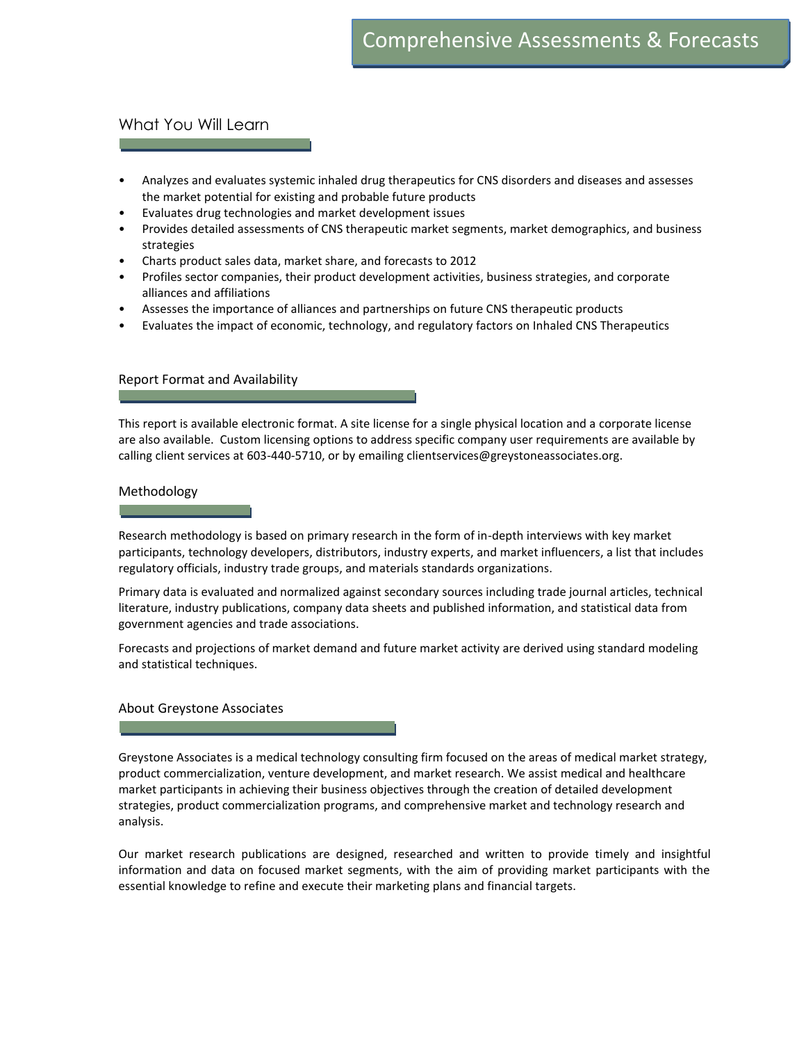# Comprehensive Assessments & Forecasts

## What You Will Learn

- Analyzes and evaluates systemic inhaled drug therapeutics for CNS disorders and diseases and assesses the market potential for existing and probable future products
- Evaluates drug technologies and market development issues
- Provides detailed assessments of CNS therapeutic market segments, market demographics, and business strategies
- Charts product sales data, market share, and forecasts to 2012
- Profiles sector companies, their product development activities, business strategies, and corporate alliances and affiliations
- Assesses the importance of alliances and partnerships on future CNS therapeutic products
- Evaluates the impact of economic, technology, and regulatory factors on Inhaled CNS Therapeutics

## Report Format and Availability

This report is available electronic format. A site license for a single physical location and a corporate license are also available. Custom licensing options to address specific company user requirements are available by calling client services at 603-440-5710, or by emailing clientservices@greystoneassociates.org.

## Methodology

Research methodology is based on primary research in the form of in-depth interviews with key market participants, technology developers, distributors, industry experts, and market influencers, a list that includes regulatory officials, industry trade groups, and materials standards organizations.

Primary data is evaluated and normalized against secondary sources including trade journal articles, technical literature, industry publications, company data sheets and published information, and statistical data from government agencies and trade associations.

Forecasts and projections of market demand and future market activity are derived using standard modeling and statistical techniques.

## About Greystone Associates

Greystone Associates is a medical technology consulting firm focused on the areas of medical market strategy, product commercialization, venture development, and market research. We assist medical and healthcare market participants in achieving their business objectives through the creation of detailed development strategies, product commercialization programs, and comprehensive market and technology research and analysis.

Our market research publications are designed, researched and written to provide timely and insightful information and data on focused market segments, with the aim of providing market participants with the essential knowledge to refine and execute their marketing plans and financial targets.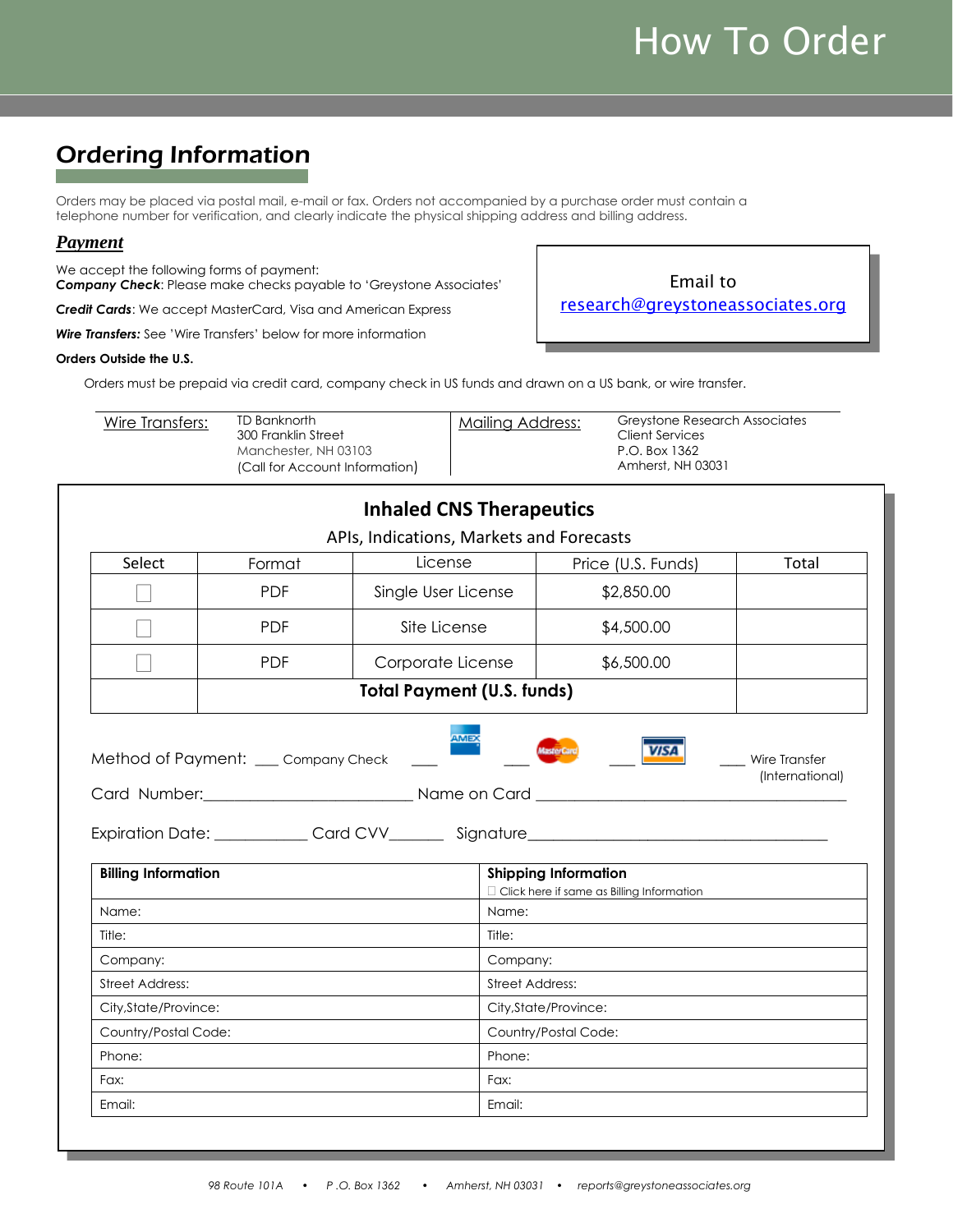# How To Order

## Ordering Information

Orders may be placed via postal mail, e-mail or fax. Orders not accompanied by a purchase order must contain a telephone number for verification, and clearly indicate the physical shipping address and billing address.

### *Payment*

We accept the following forms of payment:
***Company Check***: Please make checks payable to 'Greystone Associates'

***Credit Cards***: We accept MasterCard, Visa and American Express

***Wire Transfers:*** See 'Wire Transfers' below for more information

**Orders Outside the U.S.**

Orders must be prepaid via credit card, company check in US funds and drawn on a US bank, or wire transfer.

Email to
research@greystoneassociates.org

| | | | |
|---|---|---|---|
| Wire Transfers: | TD Banknorth<br>300 Franklin Street<br>Manchester, NH 03103<br>(Call for Account Information) | Mailing Address: | Greystone Research Associates<br>Client Services<br>P.O. Box 1362<br>Amherst, NH 03031 |

## Inhaled CNS Therapeutics

APIs, Indications, Markets and Forecasts

| Select | Format | License | Price (U.S. Funds) | Total |
|---|---|---|---|---|
| ☐ | PDF | Single User License | $2,850.00 | |
| ☐ | PDF | Site License | $4,500.00 | |
| ☐ | PDF | Corporate License | $6,500.00 | |
| | **Total Payment (U.S. funds)** | | | |

Method of Payment: ___ Company Check ___ AMEX ___ MasterCard ___ VISA ___ Wire Transfer (International)

Card Number:_________________________ Name on Card ______________________________________

Expiration Date: ___________ Card CVV_______ Signature_____________________________________

| **Billing Information** | **Shipping Information**<br>☐ Click here if same as Billing Information |
|---|---|
| Name: | Name: |
| Title: | Title: |
| Company: | Company: |
| Street Address: | Street Address: |
| City,State/Province: | City,State/Province: |
| Country/Postal Code: | Country/Postal Code: |
| Phone: | Phone: |
| Fax: | Fax: |
| Email: | Email: |

*98 Route 101A • P.O. Box 1362 • Amherst, NH 03031 • reports@greystoneassociates.org*